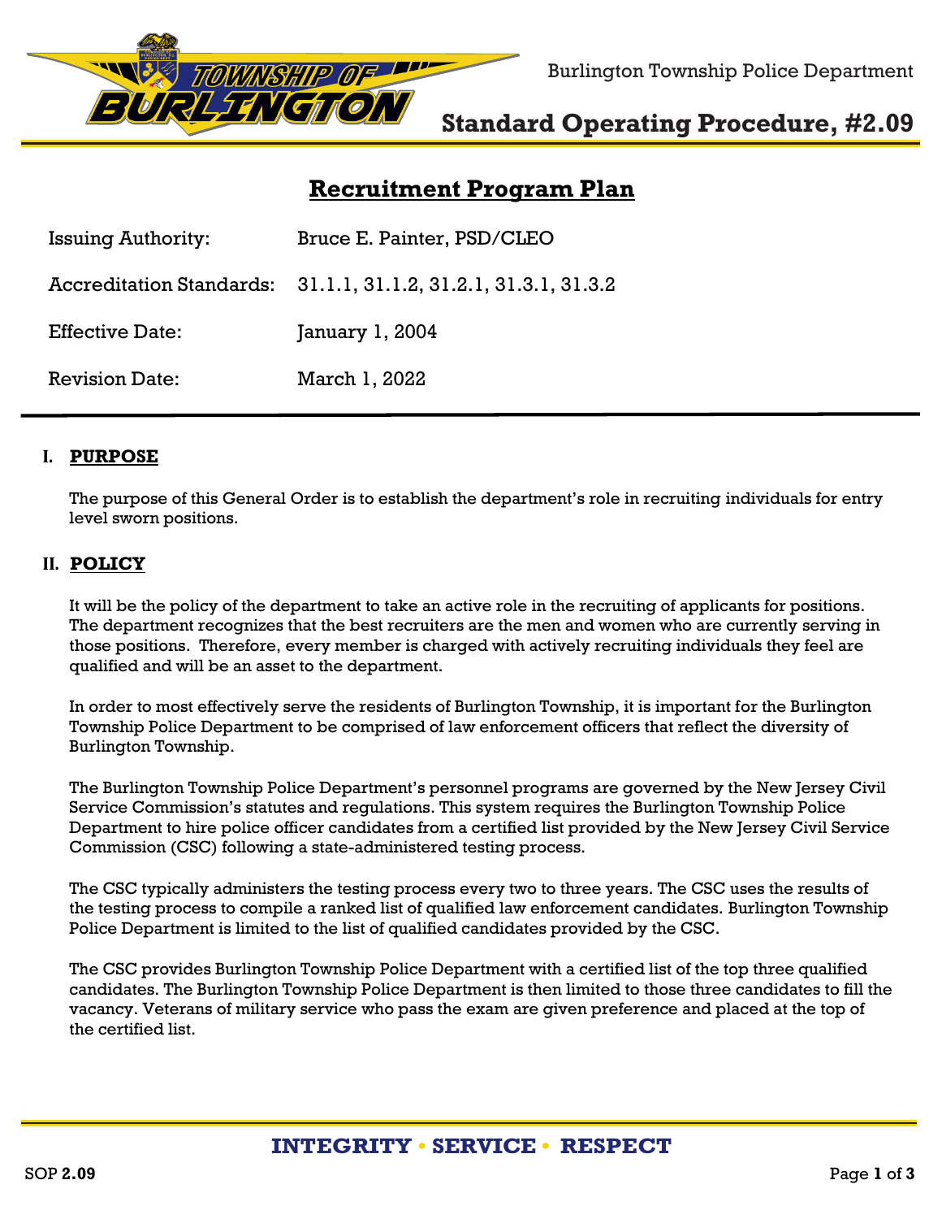# Standard Operating Procedure, #2.09

## Recruitment Program Plan

| | |
|---|---|
| Issuing Authority: | Bruce E. Painter, PSD/CLEO |
| Accreditation Standards: | 31.1.1, 31.1.2, 31.2.1, 31.3.1, 31.3.2 |
| Effective Date: | January 1, 2004 |
| Revision Date: | March 1, 2022 |

### I. PURPOSE

The purpose of this General Order is to establish the department's role in recruiting individuals for entry level sworn positions.

### II. POLICY

It will be the policy of the department to take an active role in the recruiting of applicants for positions. The department recognizes that the best recruiters are the men and women who are currently serving in those positions. Therefore, every member is charged with actively recruiting individuals they feel are qualified and will be an asset to the department.

In order to most effectively serve the residents of Burlington Township, it is important for the Burlington Township Police Department to be comprised of law enforcement officers that reflect the diversity of Burlington Township.

The Burlington Township Police Department's personnel programs are governed by the New Jersey Civil Service Commission's statutes and regulations. This system requires the Burlington Township Police Department to hire police officer candidates from a certified list provided by the New Jersey Civil Service Commission (CSC) following a state-administered testing process.

The CSC typically administers the testing process every two to three years. The CSC uses the results of the testing process to compile a ranked list of qualified law enforcement candidates. Burlington Township Police Department is limited to the list of qualified candidates provided by the CSC.

The CSC provides Burlington Township Police Department with a certified list of the top three qualified candidates. The Burlington Township Police Department is then limited to those three candidates to fill the vacancy. Veterans of military service who pass the exam are given preference and placed at the top of the certified list.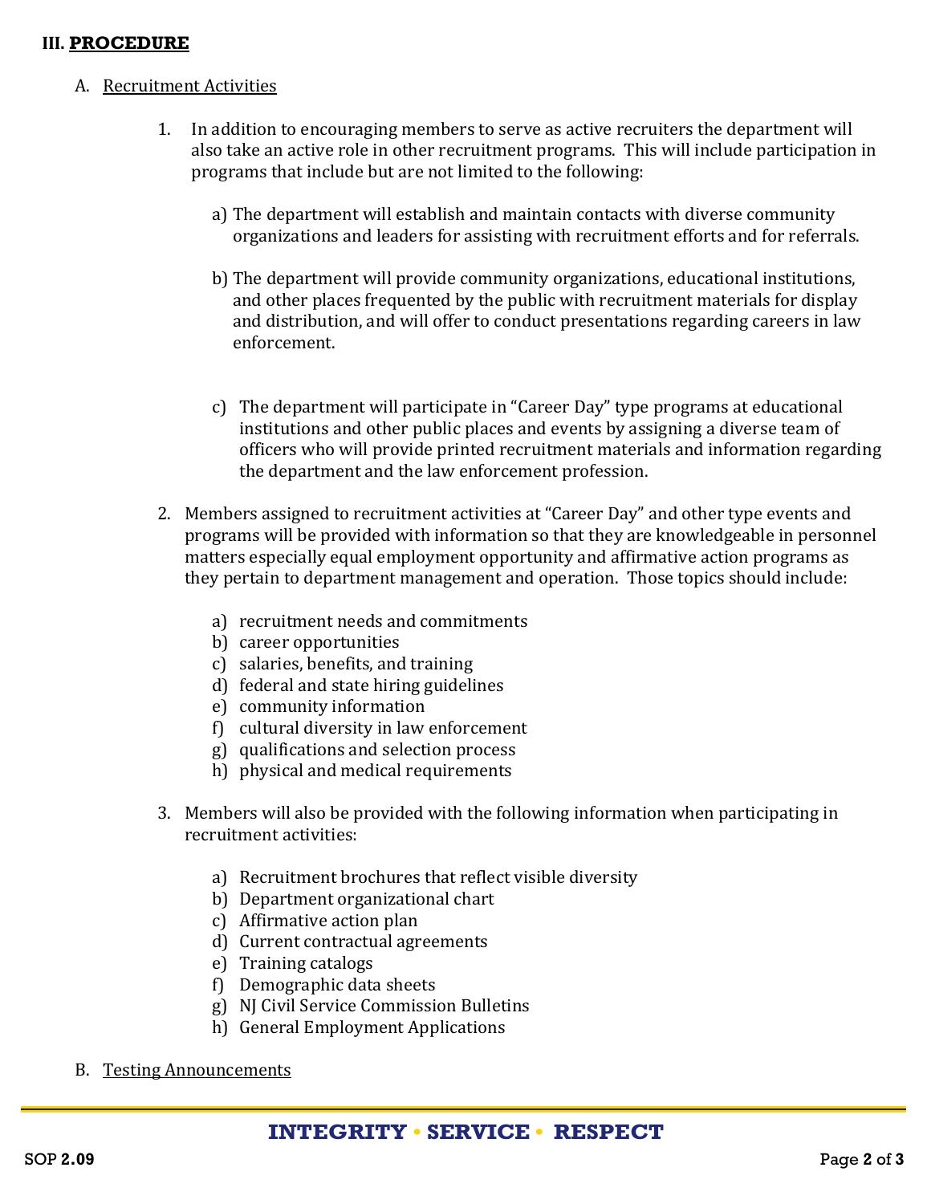## III. **PROCEDURE**

A. Recruitment Activities

1. In addition to encouraging members to serve as active recruiters the department will also take an active role in other recruitment programs. This will include participation in programs that include but are not limited to the following:

   a) The department will establish and maintain contacts with diverse community organizations and leaders for assisting with recruitment efforts and for referrals.

   b) The department will provide community organizations, educational institutions, and other places frequented by the public with recruitment materials for display and distribution, and will offer to conduct presentations regarding careers in law enforcement.

   c) The department will participate in "Career Day" type programs at educational institutions and other public places and events by assigning a diverse team of officers who will provide printed recruitment materials and information regarding the department and the law enforcement profession.

2. Members assigned to recruitment activities at "Career Day" and other type events and programs will be provided with information so that they are knowledgeable in personnel matters especially equal employment opportunity and affirmative action programs as they pertain to department management and operation. Those topics should include:

   a) recruitment needs and commitments
   b) career opportunities
   c) salaries, benefits, and training
   d) federal and state hiring guidelines
   e) community information
   f) cultural diversity in law enforcement
   g) qualifications and selection process
   h) physical and medical requirements

3. Members will also be provided with the following information when participating in recruitment activities:

   a) Recruitment brochures that reflect visible diversity
   b) Department organizational chart
   c) Affirmative action plan
   d) Current contractual agreements
   e) Training catalogs
   f) Demographic data sheets
   g) NJ Civil Service Commission Bulletins
   h) General Employment Applications

B. Testing Announcements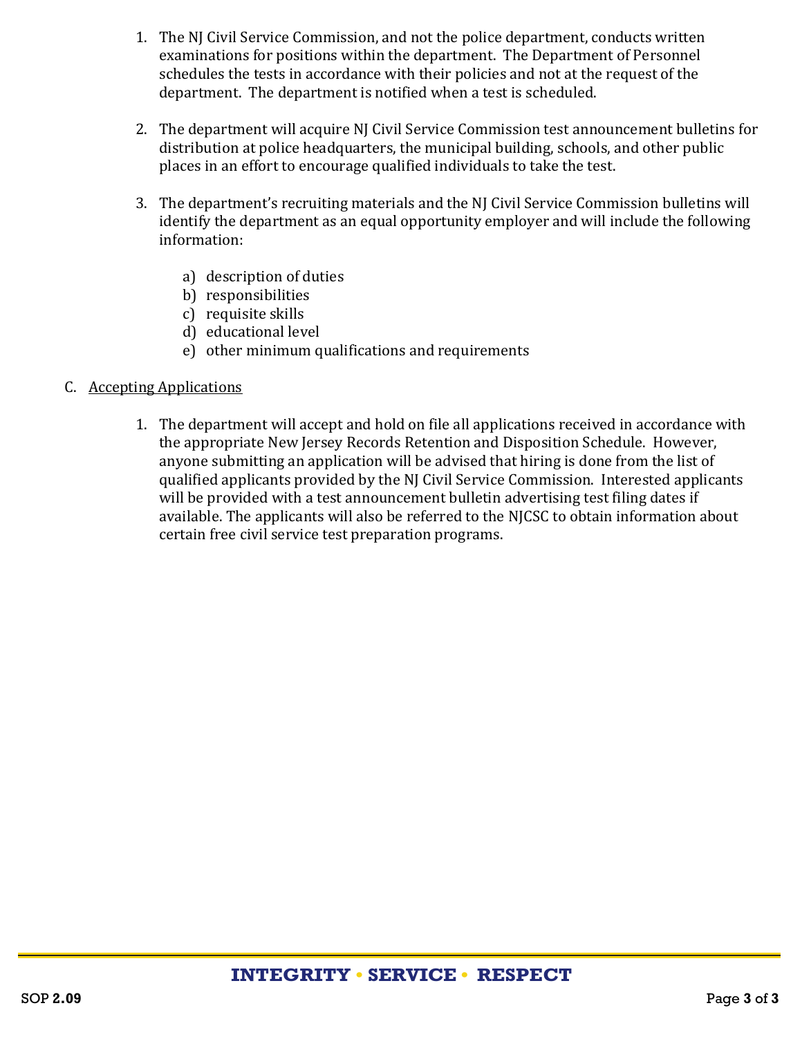1. The NJ Civil Service Commission, and not the police department, conducts written examinations for positions within the department. The Department of Personnel schedules the tests in accordance with their policies and not at the request of the department. The department is notified when a test is scheduled.

2. The department will acquire NJ Civil Service Commission test announcement bulletins for distribution at police headquarters, the municipal building, schools, and other public places in an effort to encourage qualified individuals to take the test.

3. The department's recruiting materials and the NJ Civil Service Commission bulletins will identify the department as an equal opportunity employer and will include the following information:

   a) description of duties
   b) responsibilities
   c) requisite skills
   d) educational level
   e) other minimum qualifications and requirements

C. Accepting Applications

1. The department will accept and hold on file all applications received in accordance with the appropriate New Jersey Records Retention and Disposition Schedule. However, anyone submitting an application will be advised that hiring is done from the list of qualified applicants provided by the NJ Civil Service Commission. Interested applicants will be provided with a test announcement bulletin advertising test filing dates if available. The applicants will also be referred to the NJCSC to obtain information about certain free civil service test preparation programs.